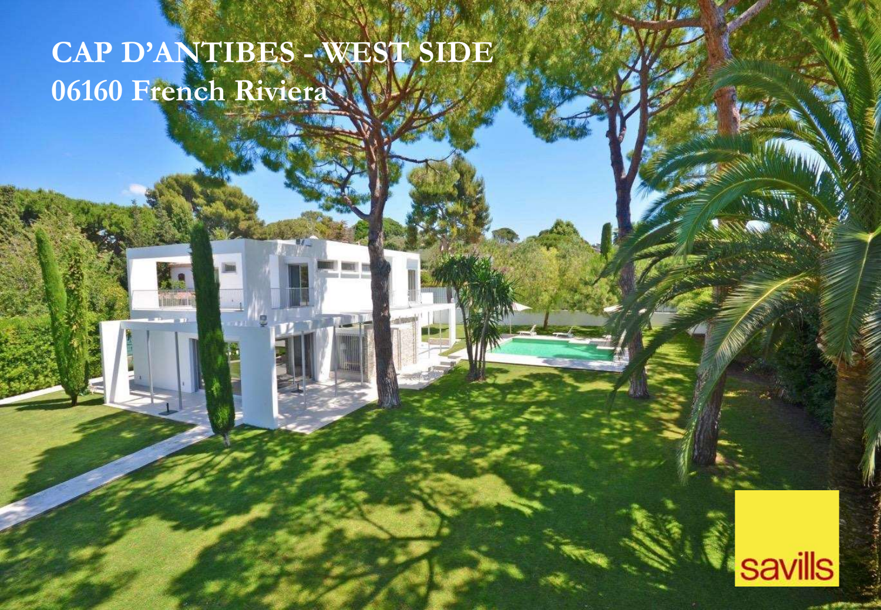# CAP D'ANTIBES - WEST SIDE

## 06160 French Riviera

savills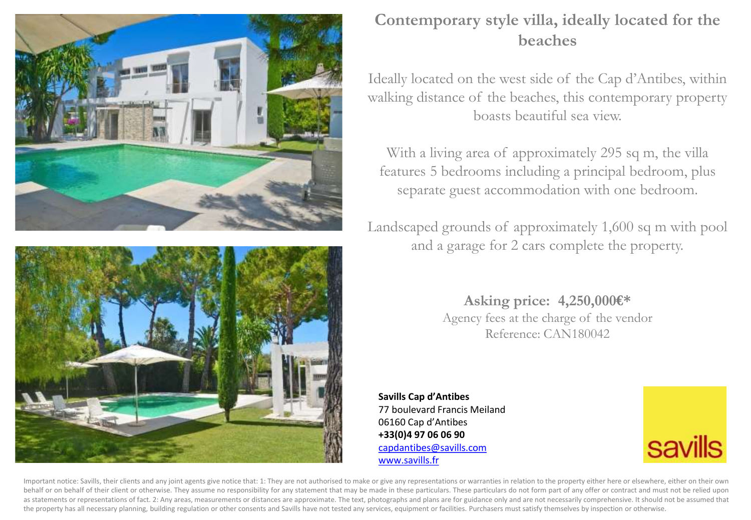## Contemporary style villa, ideally located for the beaches

Ideally located on the west side of the Cap d'Antibes, within walking distance of the beaches, this contemporary property boasts beautiful sea view.

With a living area of approximately 295 sq m, the villa features 5 bedrooms including a principal bedroom, plus separate guest accommodation with one bedroom.

Landscaped grounds of approximately 1,600 sq m with pool and a garage for 2 cars complete the property.

**Asking price: 4,250,000€***
Agency fees at the charge of the vendor
Reference: CAN180042

**Savills Cap d'Antibes**
77 boulevard Francis Meiland
06160 Cap d'Antibes
**+33(0)4 97 06 06 90**
capdantibes@savills.com
www.savills.fr

savills

Important notice: Savills, their clients and any joint agents give notice that: 1: They are not authorised to make or give any representations or warranties in relation to the property either here or elsewhere, either on their own behalf or on behalf of their client or otherwise. They assume no responsibility for any statement that may be made in these particulars. These particulars do not form part of any offer or contract and must not be relied upon as statements or representations of fact. 2: Any areas, measurements or distances are approximate. The text, photographs and plans are for guidance only and are not necessarily comprehensive. It should not be assumed that the property has all necessary planning, building regulation or other consents and Savills have not tested any services, equipment or facilities. Purchasers must satisfy themselves by inspection or otherwise.